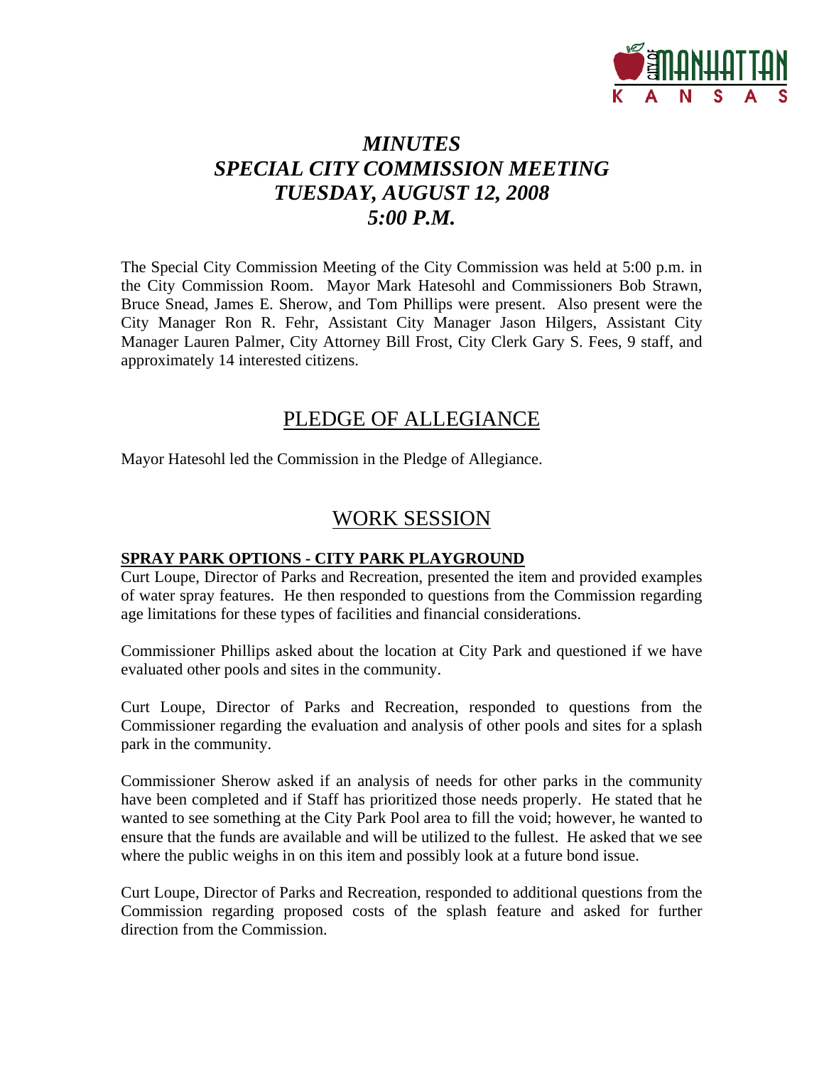# *MINUTES*
# *SPECIAL CITY COMMISSION MEETING*
# *TUESDAY, AUGUST 12, 2008*
# *5:00 P.M.*

The Special City Commission Meeting of the City Commission was held at 5:00 p.m. in the City Commission Room. Mayor Mark Hatesohl and Commissioners Bob Strawn, Bruce Snead, James E. Sherow, and Tom Phillips were present. Also present were the City Manager Ron R. Fehr, Assistant City Manager Jason Hilgers, Assistant City Manager Lauren Palmer, City Attorney Bill Frost, City Clerk Gary S. Fees, 9 staff, and approximately 14 interested citizens.

## PLEDGE OF ALLEGIANCE

Mayor Hatesohl led the Commission in the Pledge of Allegiance.

## WORK SESSION

### SPRAY PARK OPTIONS - CITY PARK PLAYGROUND

Curt Loupe, Director of Parks and Recreation, presented the item and provided examples of water spray features. He then responded to questions from the Commission regarding age limitations for these types of facilities and financial considerations.

Commissioner Phillips asked about the location at City Park and questioned if we have evaluated other pools and sites in the community.

Curt Loupe, Director of Parks and Recreation, responded to questions from the Commissioner regarding the evaluation and analysis of other pools and sites for a splash park in the community.

Commissioner Sherow asked if an analysis of needs for other parks in the community have been completed and if Staff has prioritized those needs properly. He stated that he wanted to see something at the City Park Pool area to fill the void; however, he wanted to ensure that the funds are available and will be utilized to the fullest. He asked that we see where the public weighs in on this item and possibly look at a future bond issue.

Curt Loupe, Director of Parks and Recreation, responded to additional questions from the Commission regarding proposed costs of the splash feature and asked for further direction from the Commission.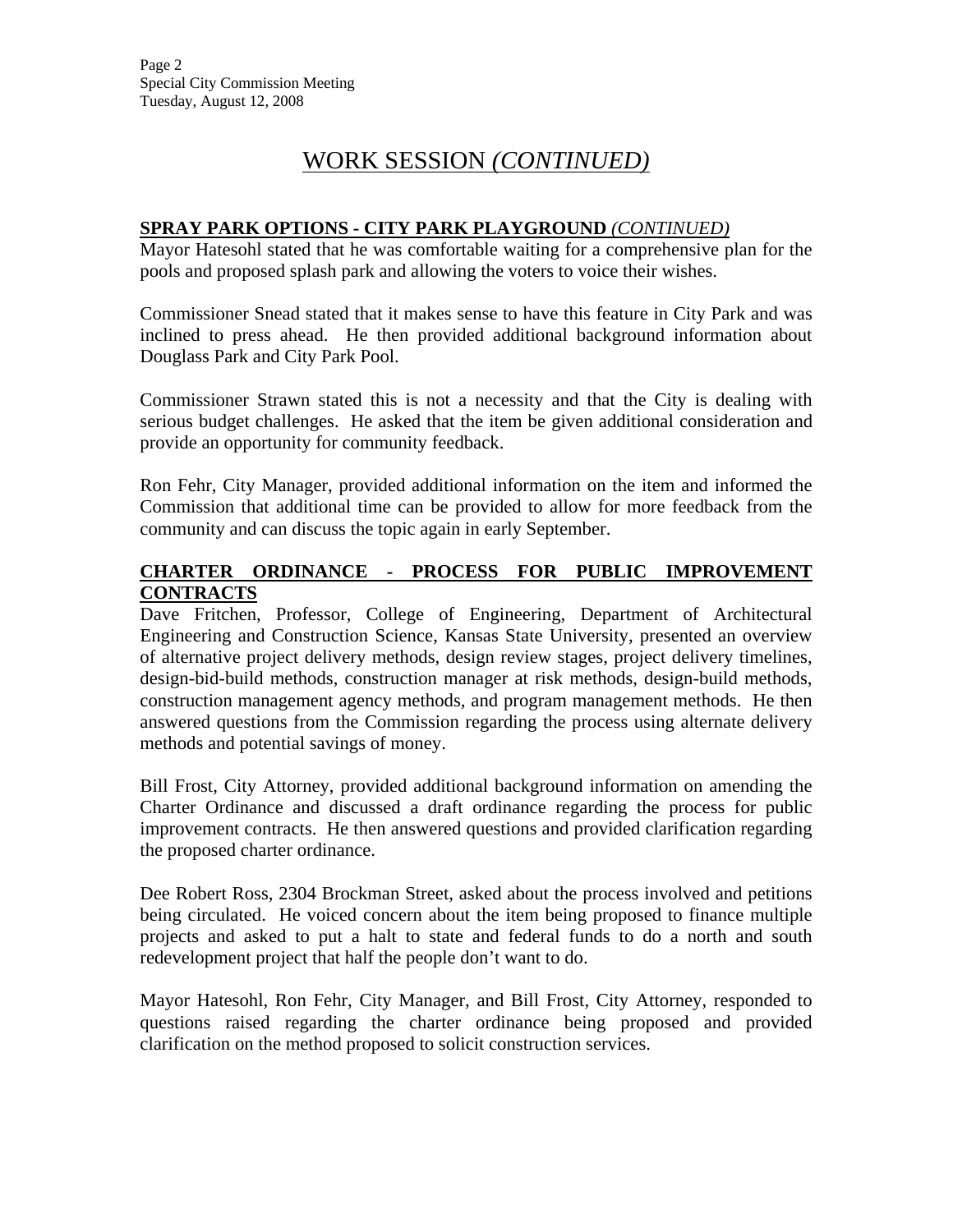# WORK SESSION *(CONTINUED)*

## SPRAY PARK OPTIONS - CITY PARK PLAYGROUND *(CONTINUED)*

Mayor Hatesohl stated that he was comfortable waiting for a comprehensive plan for the pools and proposed splash park and allowing the voters to voice their wishes.

Commissioner Snead stated that it makes sense to have this feature in City Park and was inclined to press ahead. He then provided additional background information about Douglass Park and City Park Pool.

Commissioner Strawn stated this is not a necessity and that the City is dealing with serious budget challenges. He asked that the item be given additional consideration and provide an opportunity for community feedback.

Ron Fehr, City Manager, provided additional information on the item and informed the Commission that additional time can be provided to allow for more feedback from the community and can discuss the topic again in early September.

## CHARTER ORDINANCE - PROCESS FOR PUBLIC IMPROVEMENT CONTRACTS

Dave Fritchen, Professor, College of Engineering, Department of Architectural Engineering and Construction Science, Kansas State University, presented an overview of alternative project delivery methods, design review stages, project delivery timelines, design-bid-build methods, construction manager at risk methods, design-build methods, construction management agency methods, and program management methods. He then answered questions from the Commission regarding the process using alternate delivery methods and potential savings of money.

Bill Frost, City Attorney, provided additional background information on amending the Charter Ordinance and discussed a draft ordinance regarding the process for public improvement contracts. He then answered questions and provided clarification regarding the proposed charter ordinance.

Dee Robert Ross, 2304 Brockman Street, asked about the process involved and petitions being circulated. He voiced concern about the item being proposed to finance multiple projects and asked to put a halt to state and federal funds to do a north and south redevelopment project that half the people don't want to do.

Mayor Hatesohl, Ron Fehr, City Manager, and Bill Frost, City Attorney, responded to questions raised regarding the charter ordinance being proposed and provided clarification on the method proposed to solicit construction services.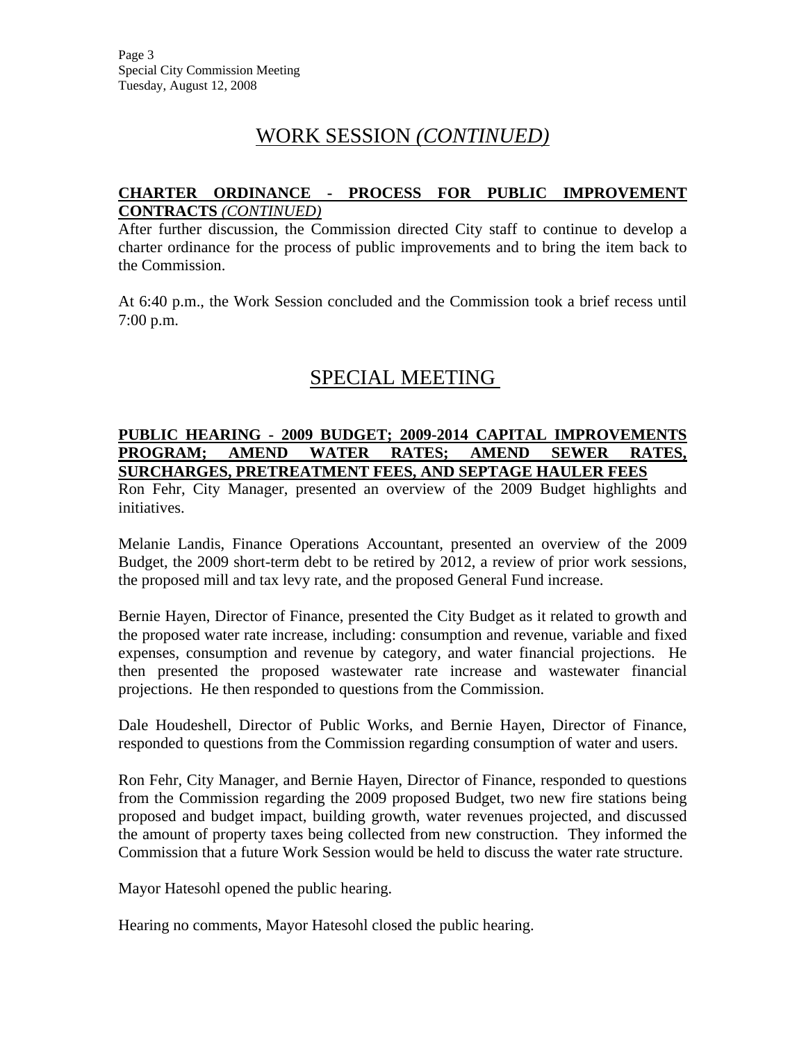## WORK SESSION *(CONTINUED)*

**CHARTER ORDINANCE - PROCESS FOR PUBLIC IMPROVEMENT CONTRACTS** *(CONTINUED)*

After further discussion, the Commission directed City staff to continue to develop a charter ordinance for the process of public improvements and to bring the item back to the Commission.

At 6:40 p.m., the Work Session concluded and the Commission took a brief recess until 7:00 p.m.

## SPECIAL MEETING

**PUBLIC HEARING - 2009 BUDGET; 2009-2014 CAPITAL IMPROVEMENTS PROGRAM; AMEND WATER RATES; AMEND SEWER RATES, SURCHARGES, PRETREATMENT FEES, AND SEPTAGE HAULER FEES**

Ron Fehr, City Manager, presented an overview of the 2009 Budget highlights and initiatives.

Melanie Landis, Finance Operations Accountant, presented an overview of the 2009 Budget, the 2009 short-term debt to be retired by 2012, a review of prior work sessions, the proposed mill and tax levy rate, and the proposed General Fund increase.

Bernie Hayen, Director of Finance, presented the City Budget as it related to growth and the proposed water rate increase, including: consumption and revenue, variable and fixed expenses, consumption and revenue by category, and water financial projections. He then presented the proposed wastewater rate increase and wastewater financial projections. He then responded to questions from the Commission.

Dale Houdeshell, Director of Public Works, and Bernie Hayen, Director of Finance, responded to questions from the Commission regarding consumption of water and users.

Ron Fehr, City Manager, and Bernie Hayen, Director of Finance, responded to questions from the Commission regarding the 2009 proposed Budget, two new fire stations being proposed and budget impact, building growth, water revenues projected, and discussed the amount of property taxes being collected from new construction. They informed the Commission that a future Work Session would be held to discuss the water rate structure.

Mayor Hatesohl opened the public hearing.

Hearing no comments, Mayor Hatesohl closed the public hearing.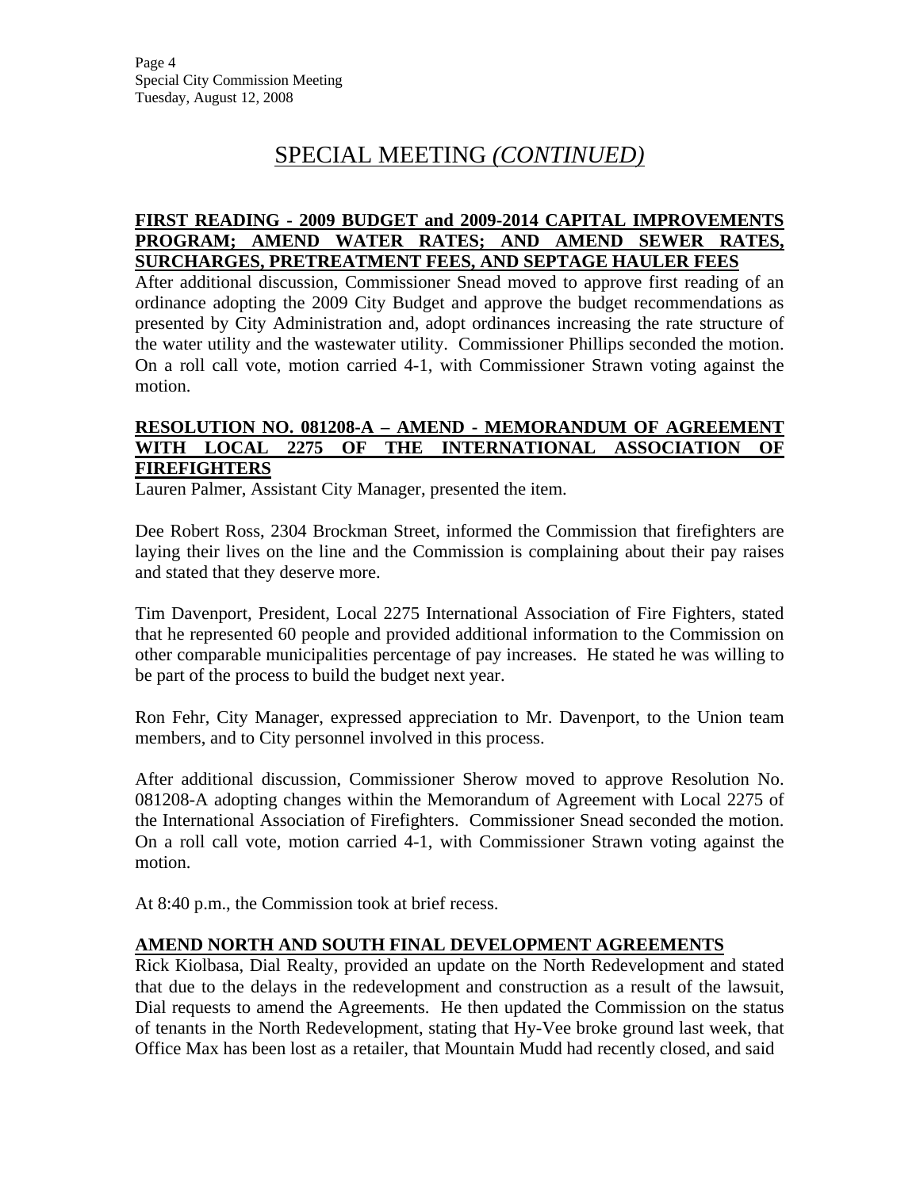# SPECIAL MEETING *(CONTINUED)*

**FIRST READING - 2009 BUDGET and 2009-2014 CAPITAL IMPROVEMENTS PROGRAM; AMEND WATER RATES; AND AMEND SEWER RATES, SURCHARGES, PRETREATMENT FEES, AND SEPTAGE HAULER FEES**

After additional discussion, Commissioner Snead moved to approve first reading of an ordinance adopting the 2009 City Budget and approve the budget recommendations as presented by City Administration and, adopt ordinances increasing the rate structure of the water utility and the wastewater utility. Commissioner Phillips seconded the motion. On a roll call vote, motion carried 4-1, with Commissioner Strawn voting against the motion.

**RESOLUTION NO. 081208-A – AMEND - MEMORANDUM OF AGREEMENT WITH LOCAL 2275 OF THE INTERNATIONAL ASSOCIATION OF FIREFIGHTERS**

Lauren Palmer, Assistant City Manager, presented the item.

Dee Robert Ross, 2304 Brockman Street, informed the Commission that firefighters are laying their lives on the line and the Commission is complaining about their pay raises and stated that they deserve more.

Tim Davenport, President, Local 2275 International Association of Fire Fighters, stated that he represented 60 people and provided additional information to the Commission on other comparable municipalities percentage of pay increases. He stated he was willing to be part of the process to build the budget next year.

Ron Fehr, City Manager, expressed appreciation to Mr. Davenport, to the Union team members, and to City personnel involved in this process.

After additional discussion, Commissioner Sherow moved to approve Resolution No. 081208-A adopting changes within the Memorandum of Agreement with Local 2275 of the International Association of Firefighters. Commissioner Snead seconded the motion. On a roll call vote, motion carried 4-1, with Commissioner Strawn voting against the motion.

At 8:40 p.m., the Commission took at brief recess.

**AMEND NORTH AND SOUTH FINAL DEVELOPMENT AGREEMENTS**

Rick Kiolbasa, Dial Realty, provided an update on the North Redevelopment and stated that due to the delays in the redevelopment and construction as a result of the lawsuit, Dial requests to amend the Agreements. He then updated the Commission on the status of tenants in the North Redevelopment, stating that Hy-Vee broke ground last week, that Office Max has been lost as a retailer, that Mountain Mudd had recently closed, and said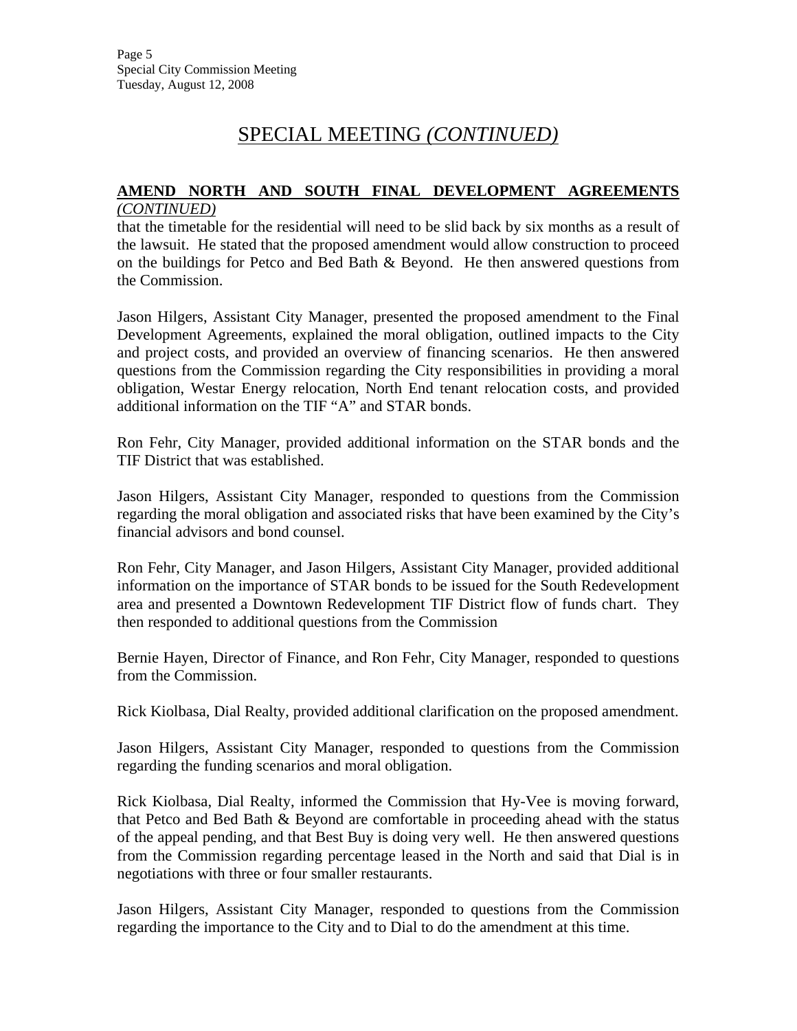# SPECIAL MEETING *(CONTINUED)*

**AMEND NORTH AND SOUTH FINAL DEVELOPMENT AGREEMENTS** *(CONTINUED)*

that the timetable for the residential will need to be slid back by six months as a result of the lawsuit. He stated that the proposed amendment would allow construction to proceed on the buildings for Petco and Bed Bath & Beyond. He then answered questions from the Commission.

Jason Hilgers, Assistant City Manager, presented the proposed amendment to the Final Development Agreements, explained the moral obligation, outlined impacts to the City and project costs, and provided an overview of financing scenarios. He then answered questions from the Commission regarding the City responsibilities in providing a moral obligation, Westar Energy relocation, North End tenant relocation costs, and provided additional information on the TIF "A" and STAR bonds.

Ron Fehr, City Manager, provided additional information on the STAR bonds and the TIF District that was established.

Jason Hilgers, Assistant City Manager, responded to questions from the Commission regarding the moral obligation and associated risks that have been examined by the City's financial advisors and bond counsel.

Ron Fehr, City Manager, and Jason Hilgers, Assistant City Manager, provided additional information on the importance of STAR bonds to be issued for the South Redevelopment area and presented a Downtown Redevelopment TIF District flow of funds chart. They then responded to additional questions from the Commission

Bernie Hayen, Director of Finance, and Ron Fehr, City Manager, responded to questions from the Commission.

Rick Kiolbasa, Dial Realty, provided additional clarification on the proposed amendment.

Jason Hilgers, Assistant City Manager, responded to questions from the Commission regarding the funding scenarios and moral obligation.

Rick Kiolbasa, Dial Realty, informed the Commission that Hy-Vee is moving forward, that Petco and Bed Bath & Beyond are comfortable in proceeding ahead with the status of the appeal pending, and that Best Buy is doing very well. He then answered questions from the Commission regarding percentage leased in the North and said that Dial is in negotiations with three or four smaller restaurants.

Jason Hilgers, Assistant City Manager, responded to questions from the Commission regarding the importance to the City and to Dial to do the amendment at this time.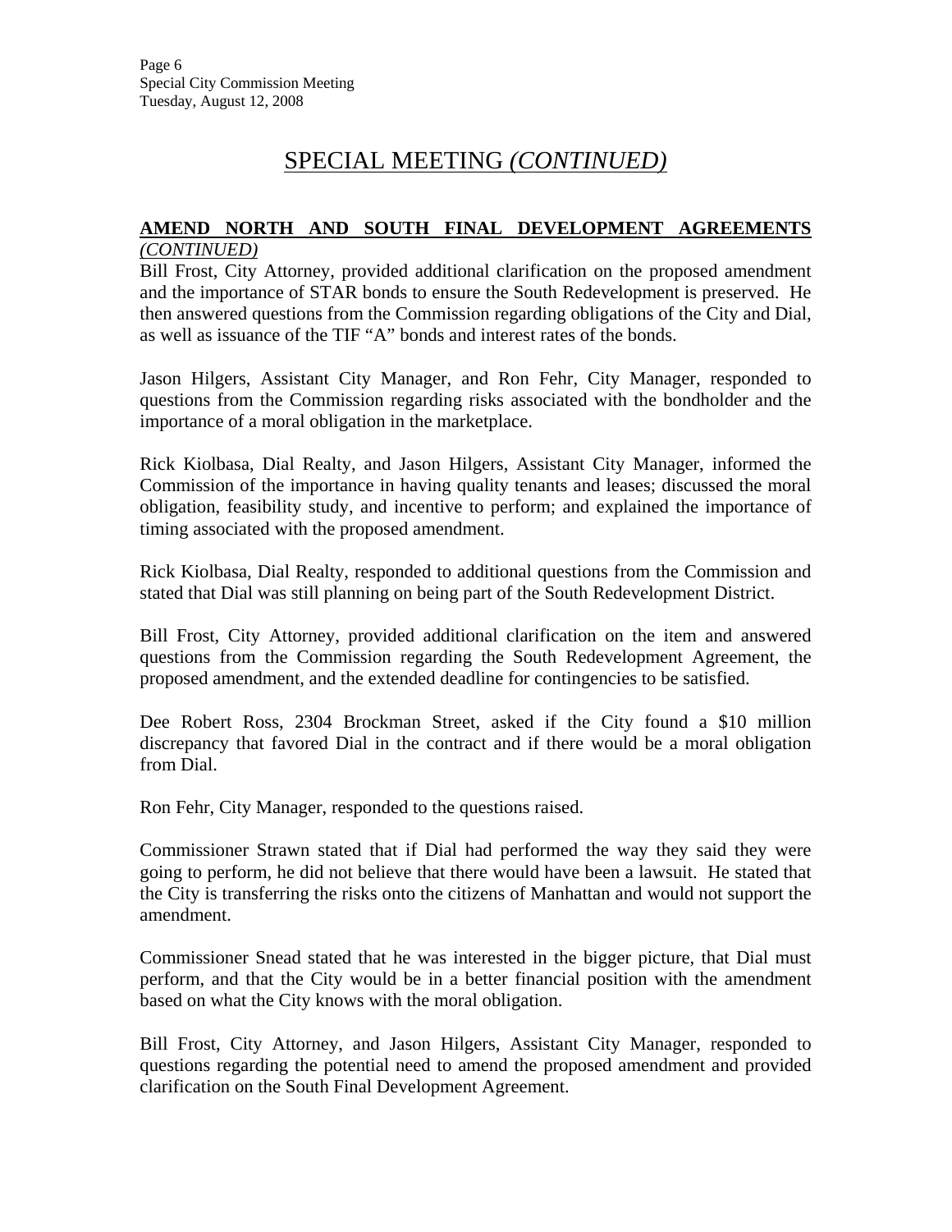# SPECIAL MEETING *(CONTINUED)*

**AMEND NORTH AND SOUTH FINAL DEVELOPMENT AGREEMENTS** *(CONTINUED)*

Bill Frost, City Attorney, provided additional clarification on the proposed amendment and the importance of STAR bonds to ensure the South Redevelopment is preserved. He then answered questions from the Commission regarding obligations of the City and Dial, as well as issuance of the TIF "A" bonds and interest rates of the bonds.

Jason Hilgers, Assistant City Manager, and Ron Fehr, City Manager, responded to questions from the Commission regarding risks associated with the bondholder and the importance of a moral obligation in the marketplace.

Rick Kiolbasa, Dial Realty, and Jason Hilgers, Assistant City Manager, informed the Commission of the importance in having quality tenants and leases; discussed the moral obligation, feasibility study, and incentive to perform; and explained the importance of timing associated with the proposed amendment.

Rick Kiolbasa, Dial Realty, responded to additional questions from the Commission and stated that Dial was still planning on being part of the South Redevelopment District.

Bill Frost, City Attorney, provided additional clarification on the item and answered questions from the Commission regarding the South Redevelopment Agreement, the proposed amendment, and the extended deadline for contingencies to be satisfied.

Dee Robert Ross, 2304 Brockman Street, asked if the City found a $10 million discrepancy that favored Dial in the contract and if there would be a moral obligation from Dial.

Ron Fehr, City Manager, responded to the questions raised.

Commissioner Strawn stated that if Dial had performed the way they said they were going to perform, he did not believe that there would have been a lawsuit. He stated that the City is transferring the risks onto the citizens of Manhattan and would not support the amendment.

Commissioner Snead stated that he was interested in the bigger picture, that Dial must perform, and that the City would be in a better financial position with the amendment based on what the City knows with the moral obligation.

Bill Frost, City Attorney, and Jason Hilgers, Assistant City Manager, responded to questions regarding the potential need to amend the proposed amendment and provided clarification on the South Final Development Agreement.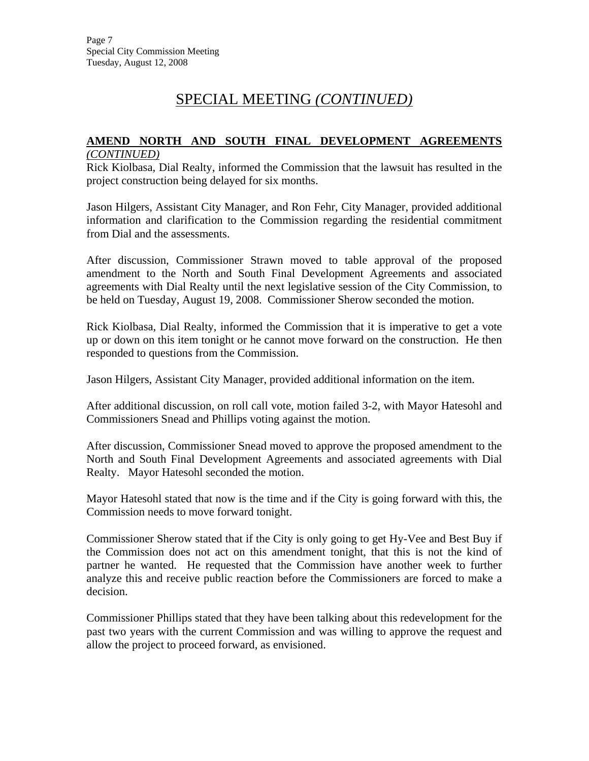# SPECIAL MEETING *(CONTINUED)*

**AMEND NORTH AND SOUTH FINAL DEVELOPMENT AGREEMENTS** *(CONTINUED)*

Rick Kiolbasa, Dial Realty, informed the Commission that the lawsuit has resulted in the project construction being delayed for six months.

Jason Hilgers, Assistant City Manager, and Ron Fehr, City Manager, provided additional information and clarification to the Commission regarding the residential commitment from Dial and the assessments.

After discussion, Commissioner Strawn moved to table approval of the proposed amendment to the North and South Final Development Agreements and associated agreements with Dial Realty until the next legislative session of the City Commission, to be held on Tuesday, August 19, 2008. Commissioner Sherow seconded the motion.

Rick Kiolbasa, Dial Realty, informed the Commission that it is imperative to get a vote up or down on this item tonight or he cannot move forward on the construction. He then responded to questions from the Commission.

Jason Hilgers, Assistant City Manager, provided additional information on the item.

After additional discussion, on roll call vote, motion failed 3-2, with Mayor Hatesohl and Commissioners Snead and Phillips voting against the motion.

After discussion, Commissioner Snead moved to approve the proposed amendment to the North and South Final Development Agreements and associated agreements with Dial Realty. Mayor Hatesohl seconded the motion.

Mayor Hatesohl stated that now is the time and if the City is going forward with this, the Commission needs to move forward tonight.

Commissioner Sherow stated that if the City is only going to get Hy-Vee and Best Buy if the Commission does not act on this amendment tonight, that this is not the kind of partner he wanted. He requested that the Commission have another week to further analyze this and receive public reaction before the Commissioners are forced to make a decision.

Commissioner Phillips stated that they have been talking about this redevelopment for the past two years with the current Commission and was willing to approve the request and allow the project to proceed forward, as envisioned.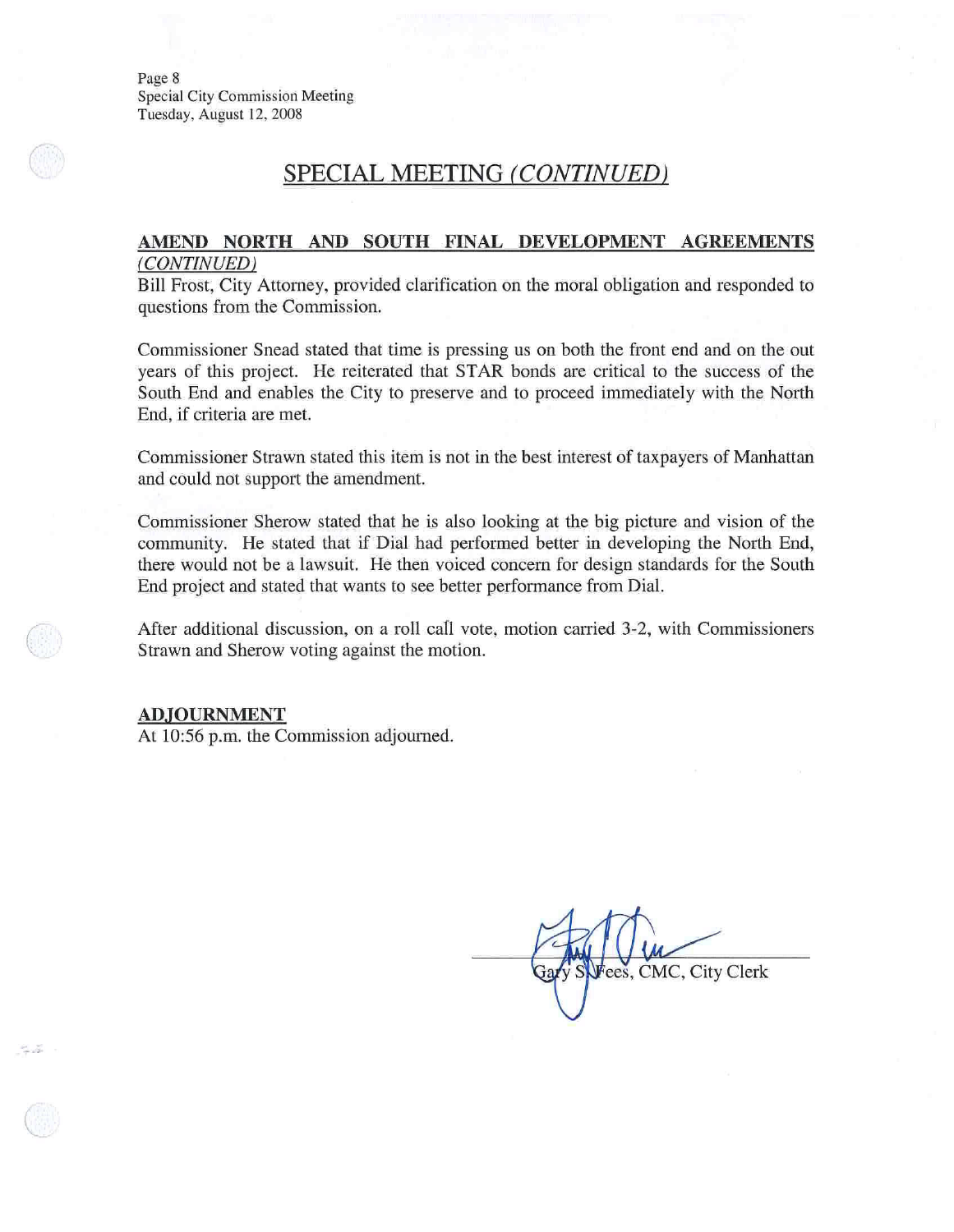## SPECIAL MEETING *(CONTINUED)*

### AMEND NORTH AND SOUTH FINAL DEVELOPMENT AGREEMENTS *(CONTINUED)*

Bill Frost, City Attorney, provided clarification on the moral obligation and responded to questions from the Commission.

Commissioner Snead stated that time is pressing us on both the front end and on the out years of this project. He reiterated that STAR bonds are critical to the success of the South End and enables the City to preserve and to proceed immediately with the North End, if criteria are met.

Commissioner Strawn stated this item is not in the best interest of taxpayers of Manhattan and could not support the amendment.

Commissioner Sherow stated that he is also looking at the big picture and vision of the community. He stated that if Dial had performed better in developing the North End, there would not be a lawsuit. He then voiced concern for design standards for the South End project and stated that wants to see better performance from Dial.

After additional discussion, on a roll call vote, motion carried 3-2, with Commissioners Strawn and Sherow voting against the motion.

### ADJOURNMENT

At 10:56 p.m. the Commission adjourned.

Gary S. Fees, CMC, City Clerk